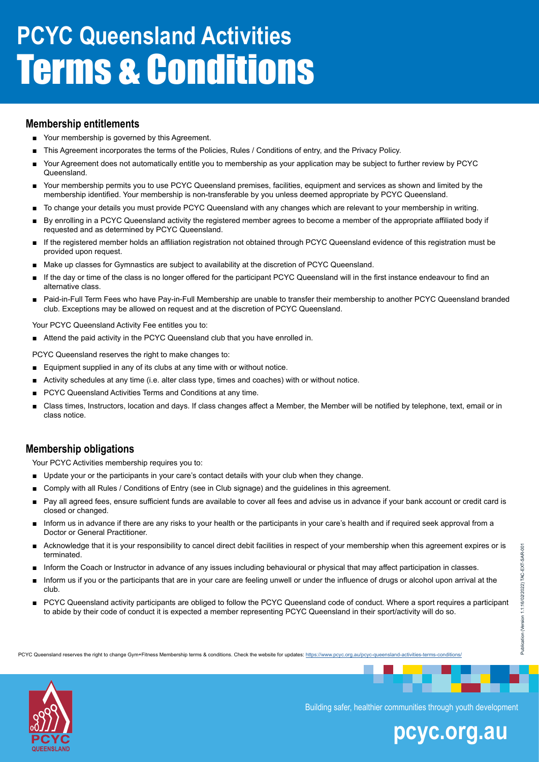# PCYC Queensland Activities Terms & Conditions

## Membership entitlements

- Your membership is governed by this Agreement.
- This Agreement incorporates the terms of the Policies, Rules / Conditions of entry, and the Privacy Policy.
- Your Agreement does not automatically entitle you to membership as your application may be subject to further review by PCYC Queensland.
- Your membership permits you to use PCYC Queensland premises, facilities, equipment and services as shown and limited by the membership identified. Your membership is non-transferable by you unless deemed appropriate by PCYC Queensland.
- To change your details you must provide PCYC Queensland with any changes which are relevant to your membership in writing.
- By enrolling in a PCYC Queensland activity the registered member agrees to become a member of the appropriate affiliated body if requested and as determined by PCYC Queensland.
- If the registered member holds an affiliation registration not obtained through PCYC Queensland evidence of this registration must be provided upon request.
- Make up classes for Gymnastics are subject to availability at the discretion of PCYC Queensland.
- If the day or time of the class is no longer offered for the participant PCYC Queensland will in the first instance endeavour to find an alternative class.
- Paid-in-Full Term Fees who have Pay-in-Full Membership are unable to transfer their membership to another PCYC Queensland branded club. Exceptions may be allowed on request and at the discretion of PCYC Queensland.

Your PCYC Queensland Activity Fee entitles you to:

- Attend the paid activity in the PCYC Queensland club that you have enrolled in.

PCYC Queensland reserves the right to make changes to:

- Equipment supplied in any of its clubs at any time with or without notice.
- Activity schedules at any time (i.e. alter class type, times and coaches) with or without notice.
- PCYC Queensland Activities Terms and Conditions at any time.
- Class times, Instructors, location and days. If class changes affect a Member, the Member will be notified by telephone, text, email or in class notice.

## Membership obligations

Your PCYC Activities membership requires you to:

- Update your or the participants in your care's contact details with your club when they change.
- Comply with all Rules / Conditions of Entry (see in Club signage) and the guidelines in this agreement.
- Pay all agreed fees, ensure sufficient funds are available to cover all fees and advise us in advance if your bank account or credit card is closed or changed.
- Inform us in advance if there are any risks to your health or the participants in your care's health and if required seek approval from a Doctor or General Practitioner.
- Acknowledge that it is your responsibility to cancel direct debit facilities in respect of your membership when this agreement expires or is terminated.
- Inform the Coach or Instructor in advance of any issues including behavioural or physical that may affect participation in classes.
- Inform us if you or the participants that are in your care are feeling unwell or under the influence of drugs or alcohol upon arrival at the club.
- PCYC Queensland activity participants are obliged to follow the PCYC Queensland code of conduct. Where a sport requires a participant to abide by their code of conduct it is expected a member representing PCYC Queensland in their sport/activity will do so.

PCYC Queensland reserves the right to change Gym+Fitness Membership terms & conditions. Check the website for updates: https://www.pcyc.org.au/pcyc-queensland-activities-terms-conditions/

Publication (Version 1.1:16/02/2022) TAC-EXT-SAR-001

Building safer, healthier communities through youth development

pcyc.org.au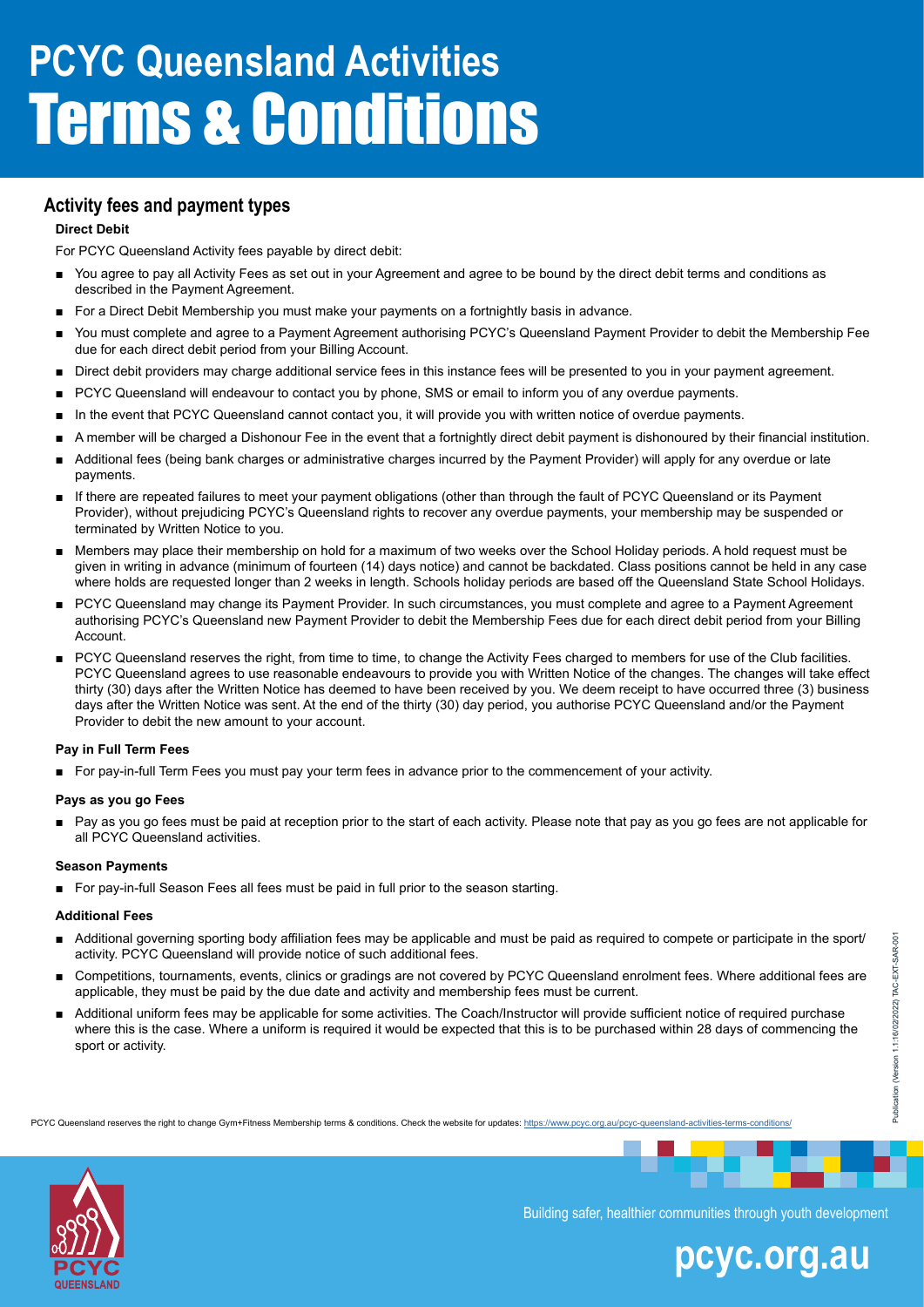# PCYC Queensland Activities Terms & Conditions

## Activity fees and payment types

### Direct Debit

For PCYC Queensland Activity fees payable by direct debit:

- You agree to pay all Activity Fees as set out in your Agreement and agree to be bound by the direct debit terms and conditions as described in the Payment Agreement.
- For a Direct Debit Membership you must make your payments on a fortnightly basis in advance.
- You must complete and agree to a Payment Agreement authorising PCYC's Queensland Payment Provider to debit the Membership Fee due for each direct debit period from your Billing Account.
- Direct debit providers may charge additional service fees in this instance fees will be presented to you in your payment agreement.
- PCYC Queensland will endeavour to contact you by phone, SMS or email to inform you of any overdue payments.
- In the event that PCYC Queensland cannot contact you, it will provide you with written notice of overdue payments.
- A member will be charged a Dishonour Fee in the event that a fortnightly direct debit payment is dishonoured by their financial institution.
- Additional fees (being bank charges or administrative charges incurred by the Payment Provider) will apply for any overdue or late payments.
- If there are repeated failures to meet your payment obligations (other than through the fault of PCYC Queensland or its Payment Provider), without prejudicing PCYC's Queensland rights to recover any overdue payments, your membership may be suspended or terminated by Written Notice to you.
- Members may place their membership on hold for a maximum of two weeks over the School Holiday periods. A hold request must be given in writing in advance (minimum of fourteen (14) days notice) and cannot be backdated. Class positions cannot be held in any case where holds are requested longer than 2 weeks in length. Schools holiday periods are based off the Queensland State School Holidays.
- PCYC Queensland may change its Payment Provider. In such circumstances, you must complete and agree to a Payment Agreement authorising PCYC's Queensland new Payment Provider to debit the Membership Fees due for each direct debit period from your Billing Account.
- PCYC Queensland reserves the right, from time to time, to change the Activity Fees charged to members for use of the Club facilities. PCYC Queensland agrees to use reasonable endeavours to provide you with Written Notice of the changes. The changes will take effect thirty (30) days after the Written Notice has deemed to have been received by you. We deem receipt to have occurred three (3) business days after the Written Notice was sent. At the end of the thirty (30) day period, you authorise PCYC Queensland and/or the Payment Provider to debit the new amount to your account.

### Pay in Full Term Fees

- For pay-in-full Term Fees you must pay your term fees in advance prior to the commencement of your activity.

### Pays as you go Fees

- Pay as you go fees must be paid at reception prior to the start of each activity. Please note that pay as you go fees are not applicable for all PCYC Queensland activities.

### Season Payments

- For pay-in-full Season Fees all fees must be paid in full prior to the season starting.

### Additional Fees

- Additional governing sporting body affiliation fees may be applicable and must be paid as required to compete or participate in the sport/ activity. PCYC Queensland will provide notice of such additional fees.
- Competitions, tournaments, events, clinics or gradings are not covered by PCYC Queensland enrolment fees. Where additional fees are applicable, they must be paid by the due date and activity and membership fees must be current.
- Additional uniform fees may be applicable for some activities. The Coach/Instructor will provide sufficient notice of required purchase where this is the case. Where a uniform is required it would be expected that this is to be purchased within 28 days of commencing the sport or activity.

PCYC Queensland reserves the right to change Gym+Fitness Membership terms & conditions. Check the website for updates: https://www.pcyc.org.au/pcyc-queensland-activities-terms-conditions/

Publication (Version 1.1:16/02/2022) TAC-EXT-SAR-001

Building safer, healthier communities through youth development

pcyc.org.au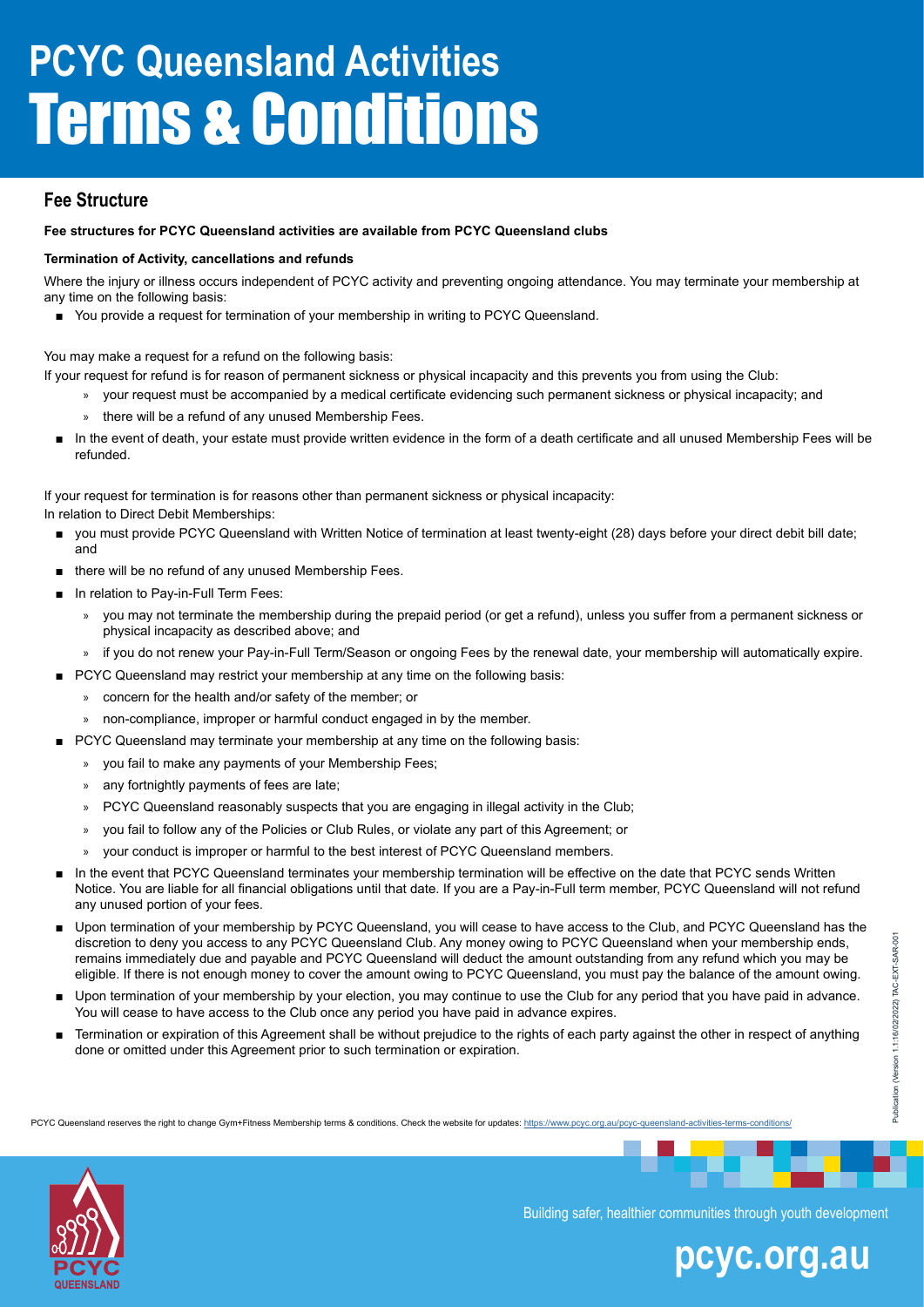# PCYC Queensland Activities Terms & Conditions

## Fee Structure

**Fee structures for PCYC Queensland activities are available from PCYC Queensland clubs**

**Termination of Activity, cancellations and refunds**

Where the injury or illness occurs independent of PCYC activity and preventing ongoing attendance. You may terminate your membership at any time on the following basis:

- You provide a request for termination of your membership in writing to PCYC Queensland.

You may make a request for a refund on the following basis:

If your request for refund is for reason of permanent sickness or physical incapacity and this prevents you from using the Club:

- your request must be accompanied by a medical certificate evidencing such permanent sickness or physical incapacity; and
- there will be a refund of any unused Membership Fees.

- In the event of death, your estate must provide written evidence in the form of a death certificate and all unused Membership Fees will be refunded.

If your request for termination is for reasons other than permanent sickness or physical incapacity:

In relation to Direct Debit Memberships:

- you must provide PCYC Queensland with Written Notice of termination at least twenty-eight (28) days before your direct debit bill date; and
- there will be no refund of any unused Membership Fees.
- In relation to Pay-in-Full Term Fees:
  - you may not terminate the membership during the prepaid period (or get a refund), unless you suffer from a permanent sickness or physical incapacity as described above; and
  - if you do not renew your Pay-in-Full Term/Season or ongoing Fees by the renewal date, your membership will automatically expire.
- PCYC Queensland may restrict your membership at any time on the following basis:
  - concern for the health and/or safety of the member; or
  - non-compliance, improper or harmful conduct engaged in by the member.
- PCYC Queensland may terminate your membership at any time on the following basis:
  - you fail to make any payments of your Membership Fees;
  - any fortnightly payments of fees are late;
  - PCYC Queensland reasonably suspects that you are engaging in illegal activity in the Club;
  - you fail to follow any of the Policies or Club Rules, or violate any part of this Agreement; or
  - your conduct is improper or harmful to the best interest of PCYC Queensland members.
- In the event that PCYC Queensland terminates your membership termination will be effective on the date that PCYC sends Written Notice. You are liable for all financial obligations until that date. If you are a Pay-in-Full term member, PCYC Queensland will not refund any unused portion of your fees.
- Upon termination of your membership by PCYC Queensland, you will cease to have access to the Club, and PCYC Queensland has the discretion to deny you access to any PCYC Queensland Club. Any money owing to PCYC Queensland when your membership ends, remains immediately due and payable and PCYC Queensland will deduct the amount outstanding from any refund which you may be eligible. If there is not enough money to cover the amount owing to PCYC Queensland, you must pay the balance of the amount owing.
- Upon termination of your membership by your election, you may continue to use the Club for any period that you have paid in advance. You will cease to have access to the Club once any period you have paid in advance expires.
- Termination or expiration of this Agreement shall be without prejudice to the rights of each party against the other in respect of anything done or omitted under this Agreement prior to such termination or expiration.

PCYC Queensland reserves the right to change Gym+Fitness Membership terms & conditions. Check the website for updates: https://www.pcyc.org.au/pcyc-queensland-activities-terms-conditions/

Publication (Version 1.1:16/02/2022) TAC-EXT-SAR-001

Building safer, healthier communities through youth development

pcyc.org.au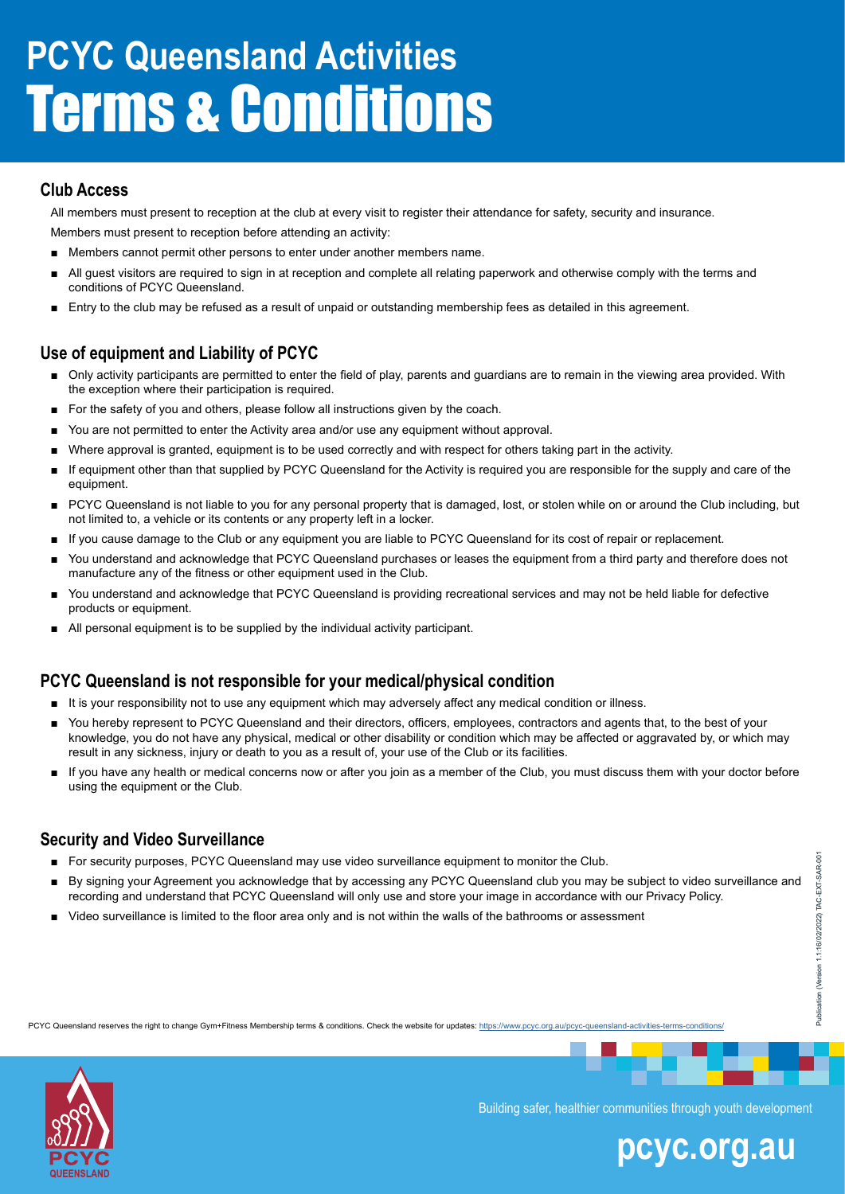# PCYC Queensland Activities Terms & Conditions

## Club Access

All members must present to reception at the club at every visit to register their attendance for safety, security and insurance.

Members must present to reception before attending an activity:

- Members cannot permit other persons to enter under another members name.
- All guest visitors are required to sign in at reception and complete all relating paperwork and otherwise comply with the terms and conditions of PCYC Queensland.
- Entry to the club may be refused as a result of unpaid or outstanding membership fees as detailed in this agreement.

## Use of equipment and Liability of PCYC

- Only activity participants are permitted to enter the field of play, parents and guardians are to remain in the viewing area provided. With the exception where their participation is required.
- For the safety of you and others, please follow all instructions given by the coach.
- You are not permitted to enter the Activity area and/or use any equipment without approval.
- Where approval is granted, equipment is to be used correctly and with respect for others taking part in the activity.
- If equipment other than that supplied by PCYC Queensland for the Activity is required you are responsible for the supply and care of the equipment.
- PCYC Queensland is not liable to you for any personal property that is damaged, lost, or stolen while on or around the Club including, but not limited to, a vehicle or its contents or any property left in a locker.
- If you cause damage to the Club or any equipment you are liable to PCYC Queensland for its cost of repair or replacement.
- You understand and acknowledge that PCYC Queensland purchases or leases the equipment from a third party and therefore does not manufacture any of the fitness or other equipment used in the Club.
- You understand and acknowledge that PCYC Queensland is providing recreational services and may not be held liable for defective products or equipment.
- All personal equipment is to be supplied by the individual activity participant.

## PCYC Queensland is not responsible for your medical/physical condition

- It is your responsibility not to use any equipment which may adversely affect any medical condition or illness.
- You hereby represent to PCYC Queensland and their directors, officers, employees, contractors and agents that, to the best of your knowledge, you do not have any physical, medical or other disability or condition which may be affected or aggravated by, or which may result in any sickness, injury or death to you as a result of, your use of the Club or its facilities.
- If you have any health or medical concerns now or after you join as a member of the Club, you must discuss them with your doctor before using the equipment or the Club.

## Security and Video Surveillance

- For security purposes, PCYC Queensland may use video surveillance equipment to monitor the Club.
- By signing your Agreement you acknowledge that by accessing any PCYC Queensland club you may be subject to video surveillance and recording and understand that PCYC Queensland will only use and store your image in accordance with our Privacy Policy.
- Video surveillance is limited to the floor area only and is not within the walls of the bathrooms or assessment

PCYC Queensland reserves the right to change Gym+Fitness Membership terms & conditions. Check the website for updates: https://www.pcyc.org.au/pcyc-queensland-activities-terms-conditions/

Publication (Version 1.1:16/02/2022) TAC-EXT-SAR-001

Building safer, healthier communities through youth development

pcyc.org.au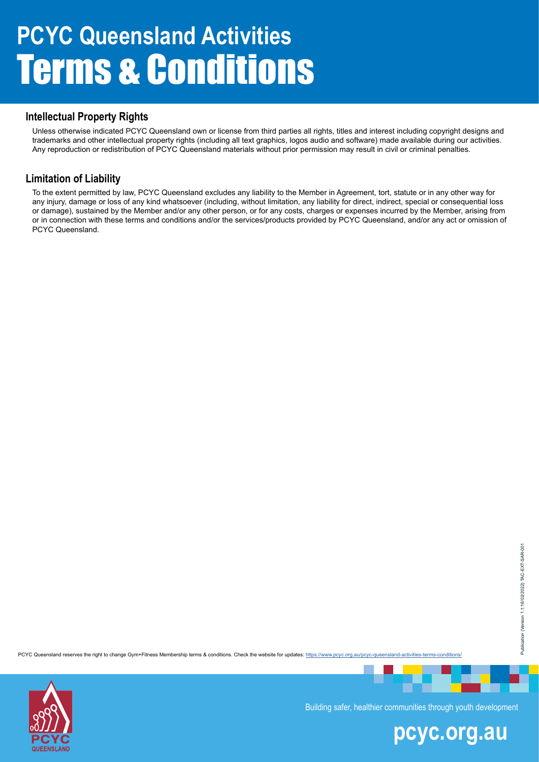# PCYC Queensland Activities Terms & Conditions

## Intellectual Property Rights

Unless otherwise indicated PCYC Queensland own or license from third parties all rights, titles and interest including copyright designs and trademarks and other intellectual property rights (including all text graphics, logos audio and software) made available during our activities. Any reproduction or redistribution of PCYC Queensland materials without prior permission may result in civil or criminal penalties.

## Limitation of Liability

To the extent permitted by law, PCYC Queensland excludes any liability to the Member in Agreement, tort, statute or in any other way for any injury, damage or loss of any kind whatsoever (including, without limitation, any liability for direct, indirect, special or consequential loss or damage), sustained by the Member and/or any other person, or for any costs, charges or expenses incurred by the Member, arising from or in connection with these terms and conditions and/or the services/products provided by PCYC Queensland, and/or any act or omission of PCYC Queensland.

PCYC Queensland reserves the right to change Gym+Fitness Membership terms & conditions. Check the website for updates: https://www.pcyc.org.au/pcyc-queensland-activities-terms-conditions/

Publication (Version 1.1:16/02/2022) TAC-EXT-SAR-001

Building safer, healthier communities through youth development

pcyc.org.au